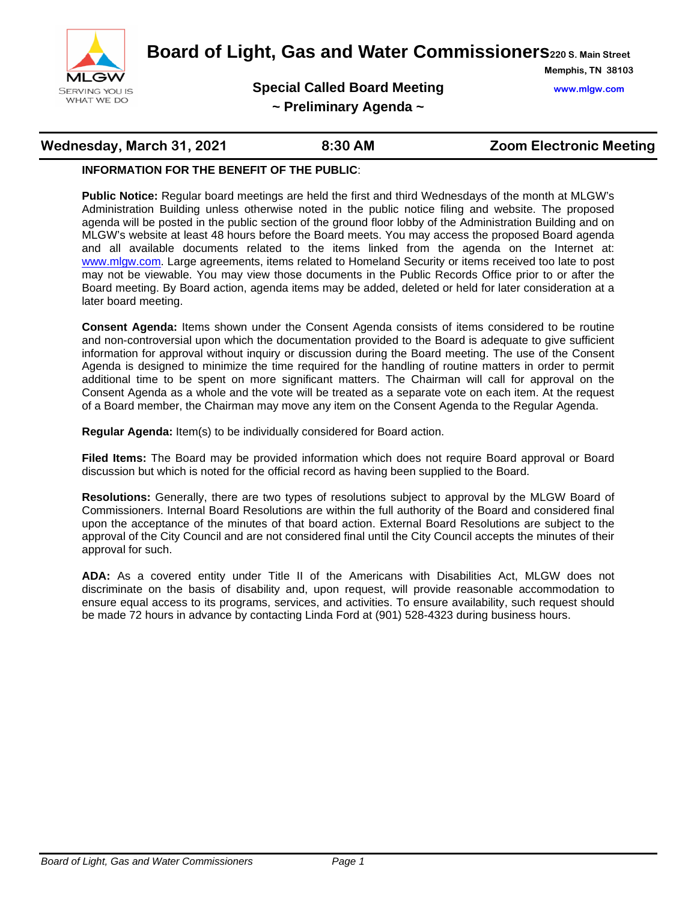# Board of Light, Gas and Water Commissioners

220 S. Main Street
Memphis, TN 38103
www.mlgw.com

## Special Called Board Meeting

## ~ Preliminary Agenda ~

**Wednesday, March 31, 2021** | **8:30 AM** | **Zoom Electronic Meeting**

**INFORMATION FOR THE BENEFIT OF THE PUBLIC**:

**Public Notice:** Regular board meetings are held the first and third Wednesdays of the month at MLGW's Administration Building unless otherwise noted in the public notice filing and website. The proposed agenda will be posted in the public section of the ground floor lobby of the Administration Building and on MLGW's website at least 48 hours before the Board meets. You may access the proposed Board agenda and all available documents related to the items linked from the agenda on the Internet at: www.mlgw.com. Large agreements, items related to Homeland Security or items received too late to post may not be viewable. You may view those documents in the Public Records Office prior to or after the Board meeting. By Board action, agenda items may be added, deleted or held for later consideration at a later board meeting.

**Consent Agenda:** Items shown under the Consent Agenda consists of items considered to be routine and non-controversial upon which the documentation provided to the Board is adequate to give sufficient information for approval without inquiry or discussion during the Board meeting. The use of the Consent Agenda is designed to minimize the time required for the handling of routine matters in order to permit additional time to be spent on more significant matters. The Chairman will call for approval on the Consent Agenda as a whole and the vote will be treated as a separate vote on each item. At the request of a Board member, the Chairman may move any item on the Consent Agenda to the Regular Agenda.

**Regular Agenda:** Item(s) to be individually considered for Board action.

**Filed Items:** The Board may be provided information which does not require Board approval or Board discussion but which is noted for the official record as having been supplied to the Board.

**Resolutions:** Generally, there are two types of resolutions subject to approval by the MLGW Board of Commissioners. Internal Board Resolutions are within the full authority of the Board and considered final upon the acceptance of the minutes of that board action. External Board Resolutions are subject to the approval of the City Council and are not considered final until the City Council accepts the minutes of their approval for such.

**ADA:** As a covered entity under Title II of the Americans with Disabilities Act, MLGW does not discriminate on the basis of disability and, upon request, will provide reasonable accommodation to ensure equal access to its programs, services, and activities. To ensure availability, such request should be made 72 hours in advance by contacting Linda Ford at (901) 528-4323 during business hours.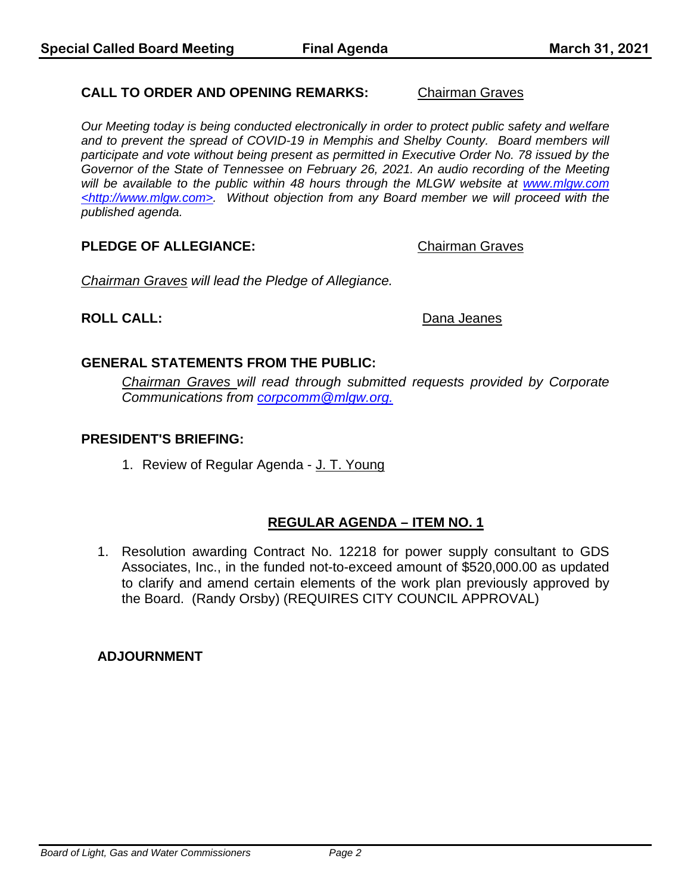**CALL TO ORDER AND OPENING REMARKS:** Chairman Graves

*Our Meeting today is being conducted electronically in order to protect public safety and welfare and to prevent the spread of COVID-19 in Memphis and Shelby County. Board members will participate and vote without being present as permitted in Executive Order No. 78 issued by the Governor of the State of Tennessee on February 26, 2021. An audio recording of the Meeting will be available to the public within 48 hours through the MLGW website at www.mlgw.com <http://www.mlgw.com>. Without objection from any Board member we will proceed with the published agenda.*

**PLEDGE OF ALLEGIANCE:** Chairman Graves

*Chairman Graves will lead the Pledge of Allegiance.*

**ROLL CALL:** Dana Jeanes

**GENERAL STATEMENTS FROM THE PUBLIC:**

*Chairman Graves will read through submitted requests provided by Corporate Communications from corpcomm@mlgw.org.*

**PRESIDENT'S BRIEFING:**

1. Review of Regular Agenda - J. T. Young

## REGULAR AGENDA – ITEM NO. 1

1. Resolution awarding Contract No. 12218 for power supply consultant to GDS Associates, Inc., in the funded not-to-exceed amount of $520,000.00 as updated to clarify and amend certain elements of the work plan previously approved by the Board. (Randy Orsby) (REQUIRES CITY COUNCIL APPROVAL)

**ADJOURNMENT**